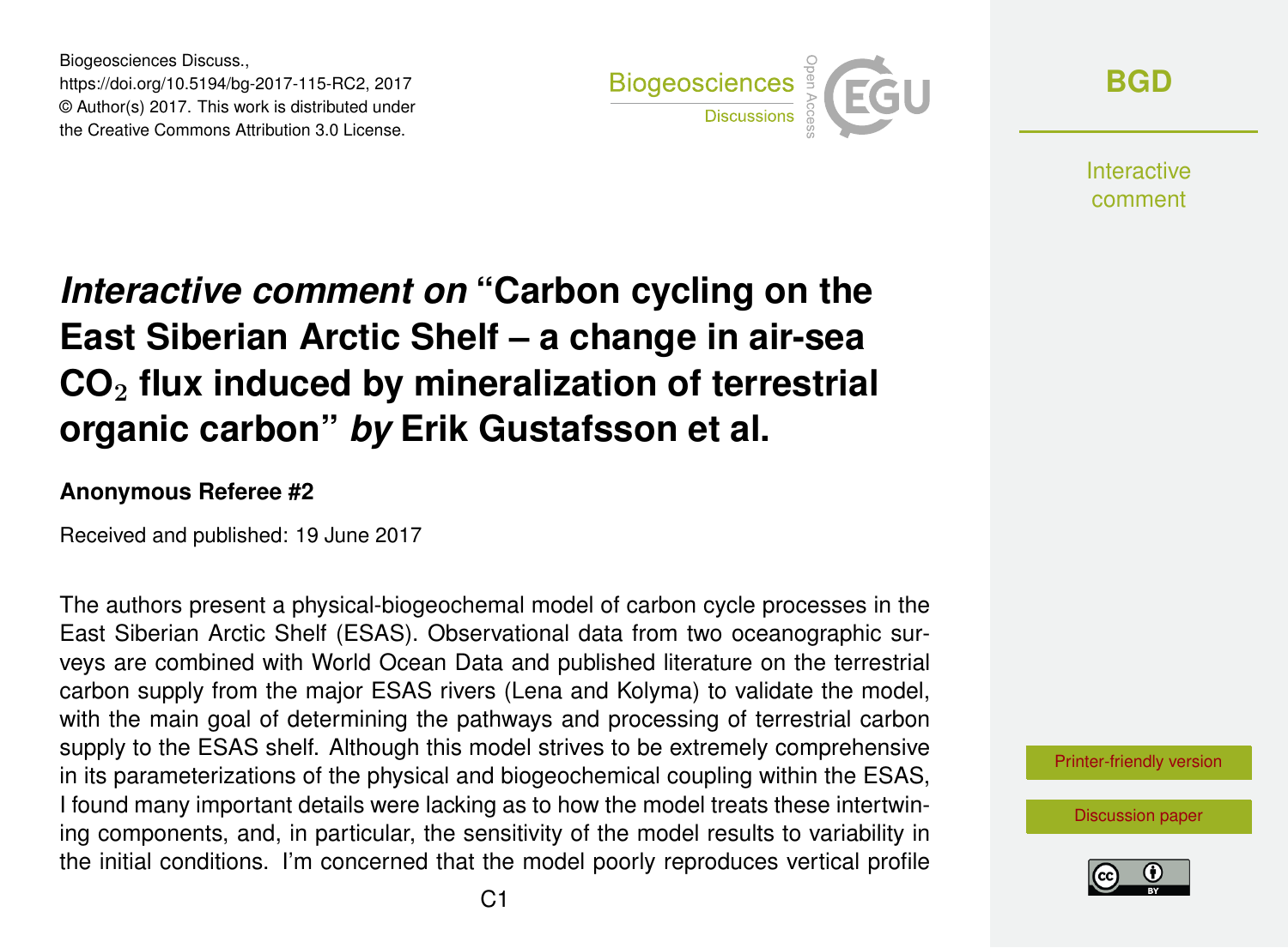# *Interactive comment on* "Carbon cycling on the East Siberian Arctic Shelf – a change in air-sea $CO_2$ flux induced by mineralization of terrestrial organic carbon" *by* Erik Gustafsson et al.

**Anonymous Referee #2**

Received and published: 19 June 2017

The authors present a physical-biogeochemal model of carbon cycle processes in the East Siberian Arctic Shelf (ESAS). Observational data from two oceanographic surveys are combined with World Ocean Data and published literature on the terrestrial carbon supply from the major ESAS rivers (Lena and Kolyma) to validate the model, with the main goal of determining the pathways and processing of terrestrial carbon supply to the ESAS shelf. Although this model strives to be extremely comprehensive in its parameterizations of the physical and biogeochemical coupling within the ESAS, I found many important details were lacking as to how the model treats these intertwining components, and, in particular, the sensitivity of the model results to variability in the initial conditions. I'm concerned that the model poorly reproduces vertical profile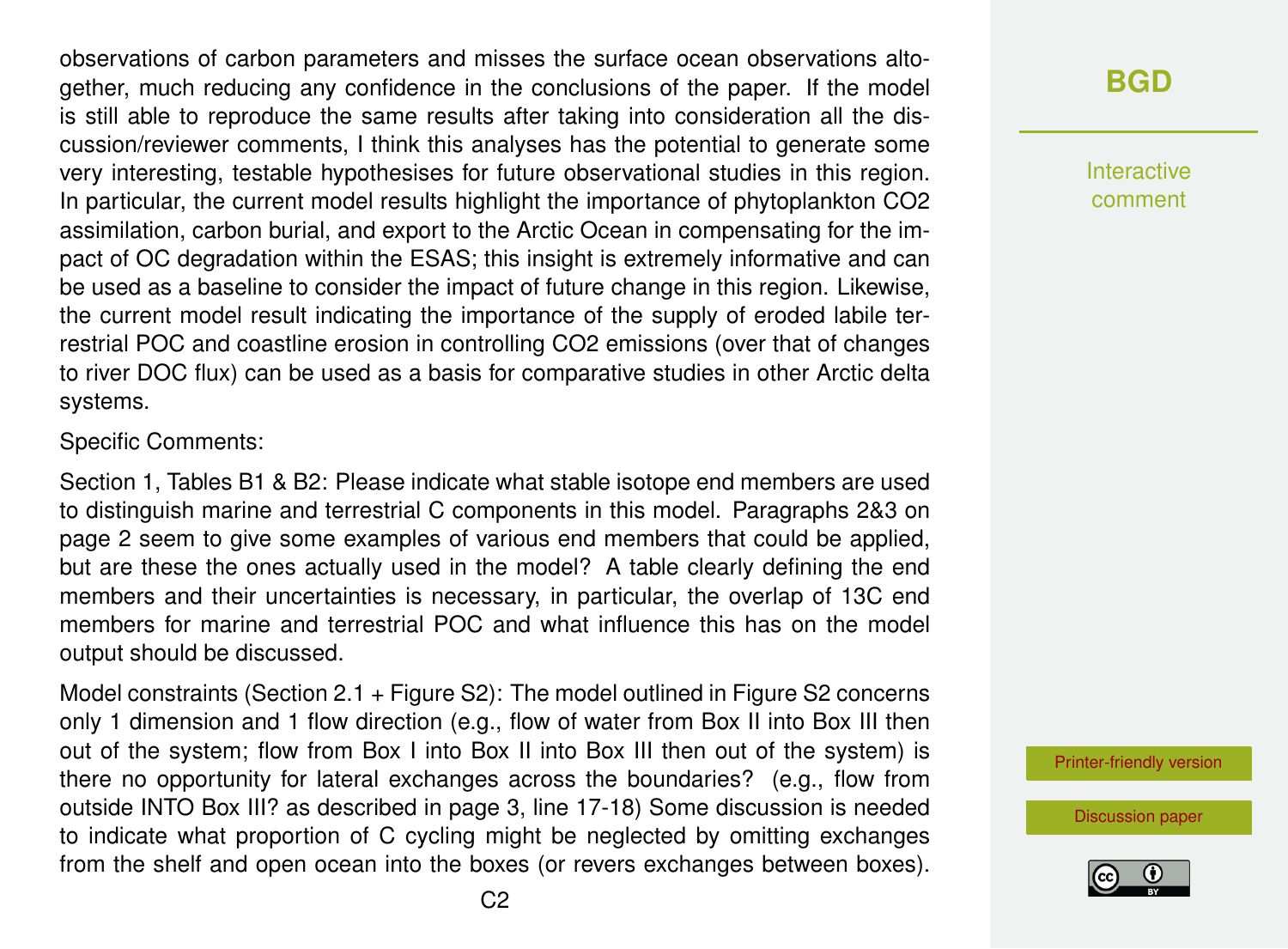observations of carbon parameters and misses the surface ocean observations altogether, much reducing any confidence in the conclusions of the paper. If the model is still able to reproduce the same results after taking into consideration all the discussion/reviewer comments, I think this analyses has the potential to generate some very interesting, testable hypothesises for future observational studies in this region. In particular, the current model results highlight the importance of phytoplankton $CO_2$ assimilation, carbon burial, and export to the Arctic Ocean in compensating for the impact of OC degradation within the ESAS; this insight is extremely informative and can be used as a baseline to consider the impact of future change in this region. Likewise, the current model result indicating the importance of the supply of eroded labile terrestrial POC and coastline erosion in controlling $CO_2$ emissions (over that of changes to river DOC flux) can be used as a basis for comparative studies in other Arctic delta systems.

Specific Comments:

Section 1, Tables B1 & B2: Please indicate what stable isotope end members are used to distinguish marine and terrestrial C components in this model. Paragraphs 2&3 on page 2 seem to give some examples of various end members that could be applied, but are these the ones actually used in the model? A table clearly defining the end members and their uncertainties is necessary, in particular, the overlap of 13C end members for marine and terrestrial POC and what influence this has on the model output should be discussed.

Model constraints (Section 2.1 + Figure S2): The model outlined in Figure S2 concerns only 1 dimension and 1 flow direction (e.g., flow of water from Box II into Box III then out of the system; flow from Box I into Box II into Box III then out of the system) is there no opportunity for lateral exchanges across the boundaries? (e.g., flow from outside INTO Box III? as described in page 3, line 17-18) Some discussion is needed to indicate what proportion of C cycling might be neglected by omitting exchanges from the shelf and open ocean into the boxes (or revers exchanges between boxes).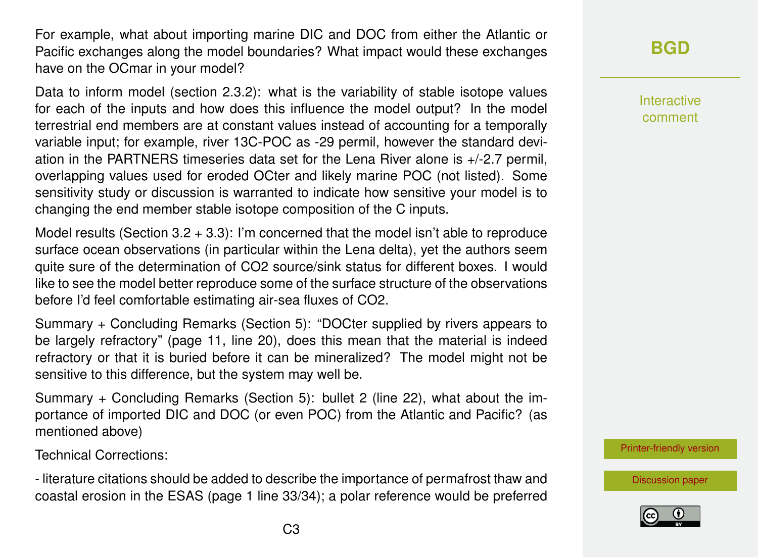For example, what about importing marine DIC and DOC from either the Atlantic or Pacific exchanges along the model boundaries? What impact would these exchanges have on the OCmar in your model?

Data to inform model (section 2.3.2): what is the variability of stable isotope values for each of the inputs and how does this influence the model output? In the model terrestrial end members are at constant values instead of accounting for a temporally variable input; for example, river 13C-POC as -29 permil, however the standard deviation in the PARTNERS timeseries data set for the Lena River alone is +/-2.7 permil, overlapping values used for eroded OCter and likely marine POC (not listed). Some sensitivity study or discussion is warranted to indicate how sensitive your model is to changing the end member stable isotope composition of the C inputs.

Model results (Section 3.2 + 3.3): I'm concerned that the model isn't able to reproduce surface ocean observations (in particular within the Lena delta), yet the authors seem quite sure of the determination of $CO_2$ source/sink status for different boxes. I would like to see the model better reproduce some of the surface structure of the observations before I'd feel comfortable estimating air-sea fluxes of $CO_2$.

Summary + Concluding Remarks (Section 5): "DOCter supplied by rivers appears to be largely refractory" (page 11, line 20), does this mean that the material is indeed refractory or that it is buried before it can be mineralized? The model might not be sensitive to this difference, but the system may well be.

Summary + Concluding Remarks (Section 5): bullet 2 (line 22), what about the importance of imported DIC and DOC (or even POC) from the Atlantic and Pacific? (as mentioned above)

Technical Corrections:

- literature citations should be added to describe the importance of permafrost thaw and coastal erosion in the ESAS (page 1 line 33/34); a polar reference would be preferred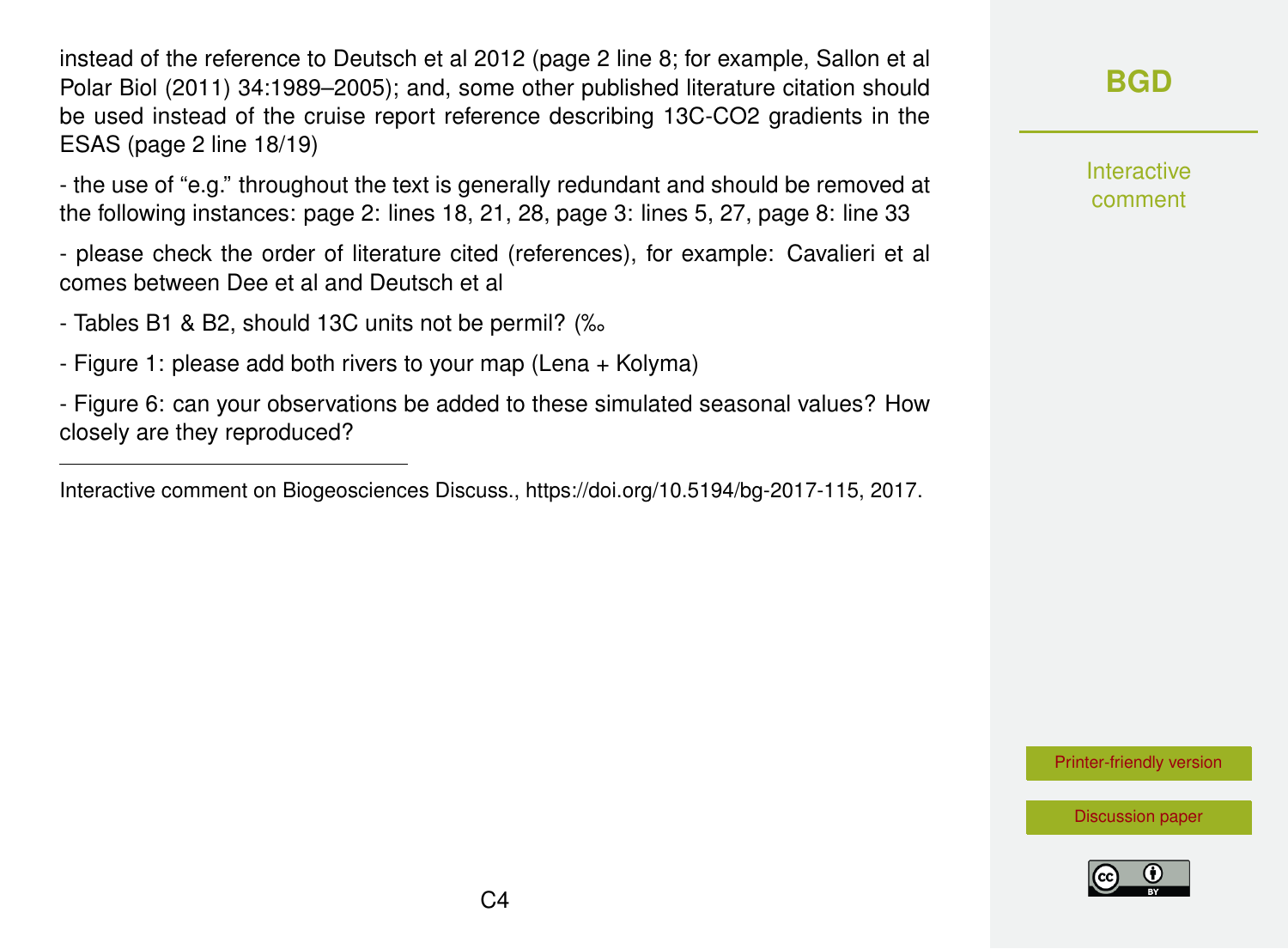instead of the reference to Deutsch et al 2012 (page 2 line 8; for example, Sallon et al Polar Biol (2011) 34:1989–2005); and, some other published literature citation should be used instead of the cruise report reference describing 13C-CO2 gradients in the ESAS (page 2 line 18/19)

- the use of "e.g." throughout the text is generally redundant and should be removed at the following instances: page 2: lines 18, 21, 28, page 3: lines 5, 27, page 8: line 33

- please check the order of literature cited (references), for example: Cavalieri et al comes between Dee et al and Deutsch et al

- Tables B1 & B2, should 13C units not be permil? (‰

- Figure 1: please add both rivers to your map (Lena + Kolyma)

- Figure 6: can your observations be added to these simulated seasonal values? How closely are they reproduced?

---

Interactive comment on Biogeosciences Discuss., https://doi.org/10.5194/bg-2017-115, 2017.